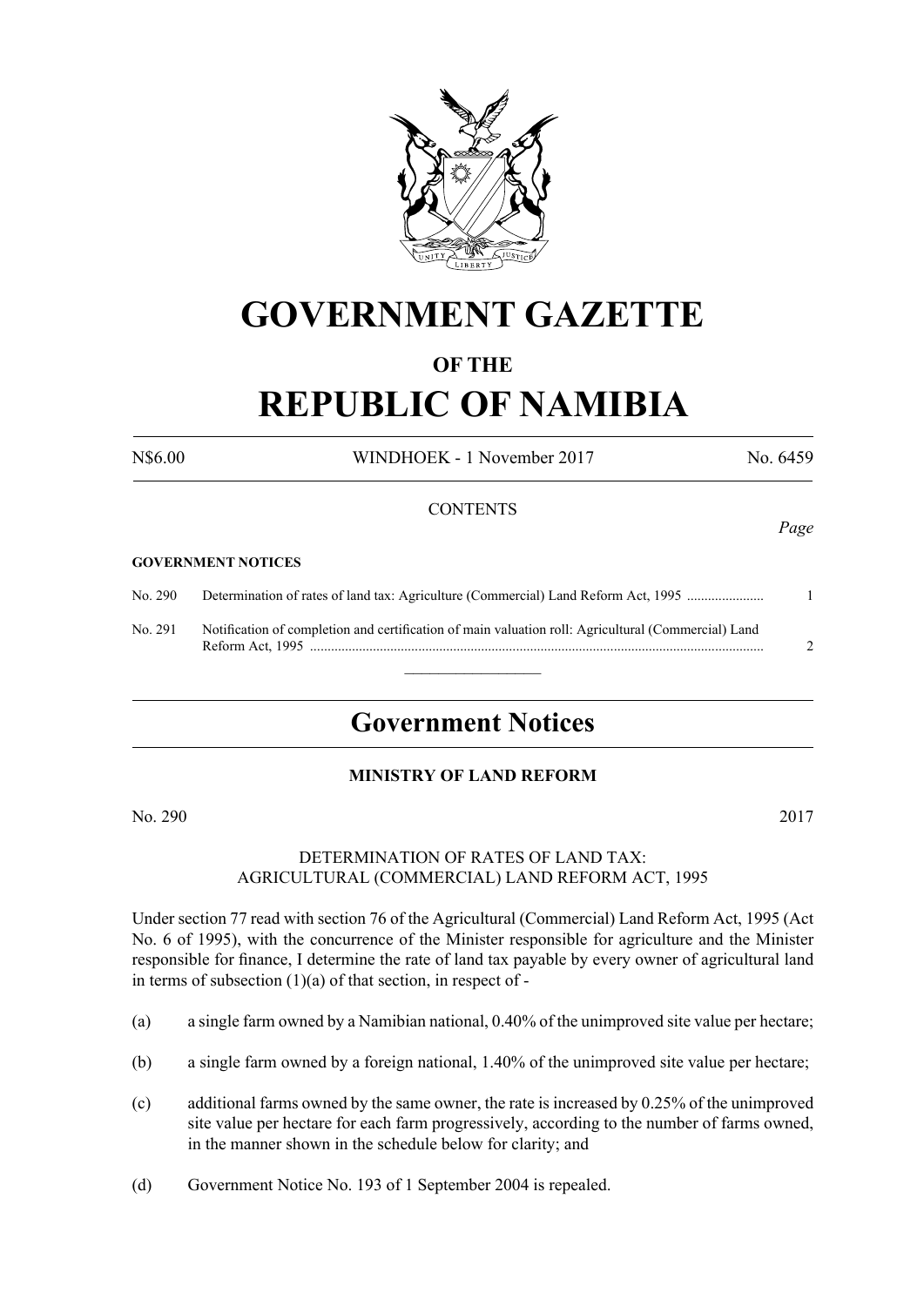# GOVERNMENT GAZETTE

## OF THE

# REPUBLIC OF NAMIBIA

N$6.00 WINDHOEK - 1 November 2017 No. 6459

CONTENTS

*Page*

**GOVERNMENT NOTICES**

| | | |
|---|---|---|
| No. 290 | Determination of rates of land tax: Agriculture (Commercial) Land Reform Act, 1995 ...................... | 1 |
| No. 291 | Notification of completion and certification of main valuation roll: Agricultural (Commercial) Land Reform Act, 1995 ................................................................................................................................. | 2 |

## Government Notices

### MINISTRY OF LAND REFORM

No. 290 2017

DETERMINATION OF RATES OF LAND TAX:
AGRICULTURAL (COMMERCIAL) LAND REFORM ACT, 1995

Under section 77 read with section 76 of the Agricultural (Commercial) Land Reform Act, 1995 (Act No. 6 of 1995), with the concurrence of the Minister responsible for agriculture and the Minister responsible for finance, I determine the rate of land tax payable by every owner of agricultural land in terms of subsection (1)(a) of that section, in respect of -

(a) a single farm owned by a Namibian national, 0.40% of the unimproved site value per hectare;

(b) a single farm owned by a foreign national, 1.40% of the unimproved site value per hectare;

(c) additional farms owned by the same owner, the rate is increased by 0.25% of the unimproved site value per hectare for each farm progressively, according to the number of farms owned, in the manner shown in the schedule below for clarity; and

(d) Government Notice No. 193 of 1 September 2004 is repealed.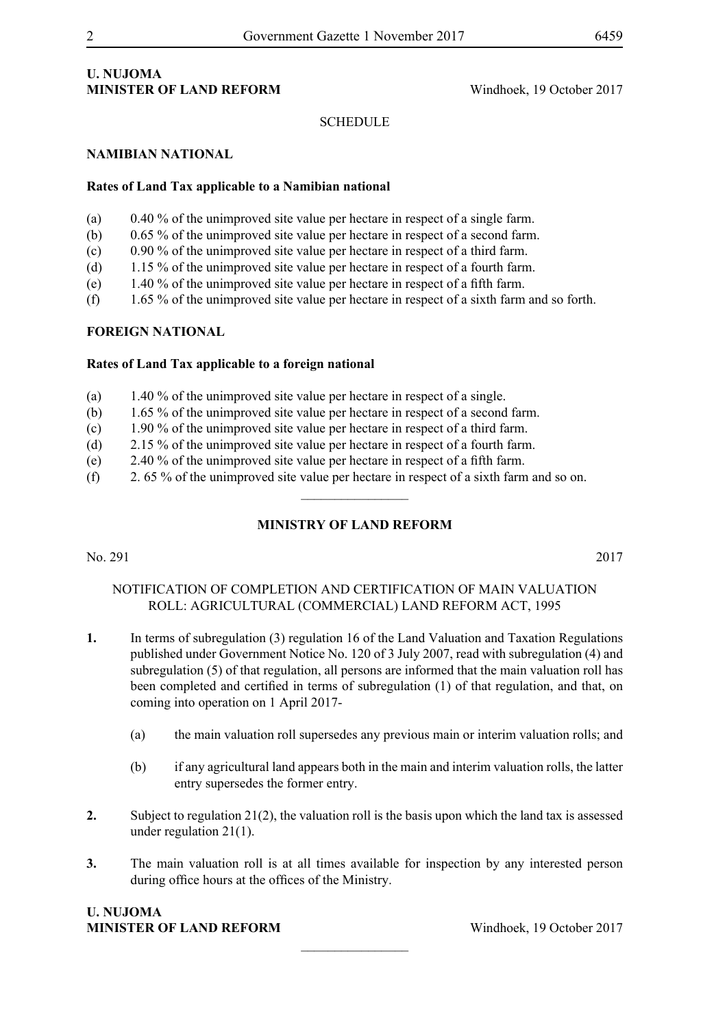**U. NUJOMA**
**MINISTER OF LAND REFORM** Windhoek, 19 October 2017

SCHEDULE

**NAMIBIAN NATIONAL**

**Rates of Land Tax applicable to a Namibian national**

(a) 0.40 % of the unimproved site value per hectare in respect of a single farm.
(b) 0.65 % of the unimproved site value per hectare in respect of a second farm.
(c) 0.90 % of the unimproved site value per hectare in respect of a third farm.
(d) 1.15 % of the unimproved site value per hectare in respect of a fourth farm.
(e) 1.40 % of the unimproved site value per hectare in respect of a fifth farm.
(f) 1.65 % of the unimproved site value per hectare in respect of a sixth farm and so forth.

**FOREIGN NATIONAL**

**Rates of Land Tax applicable to a foreign national**

(a) 1.40 % of the unimproved site value per hectare in respect of a single.
(b) 1.65 % of the unimproved site value per hectare in respect of a second farm.
(c) 1.90 % of the unimproved site value per hectare in respect of a third farm.
(d) 2.15 % of the unimproved site value per hectare in respect of a fourth farm.
(e) 2.40 % of the unimproved site value per hectare in respect of a fifth farm.
(f) 2. 65 % of the unimproved site value per hectare in respect of a sixth farm and so on.

---

**MINISTRY OF LAND REFORM**

No. 291 2017

NOTIFICATION OF COMPLETION AND CERTIFICATION OF MAIN VALUATION ROLL: AGRICULTURAL (COMMERCIAL) LAND REFORM ACT, 1995

**1.** In terms of subregulation (3) regulation 16 of the Land Valuation and Taxation Regulations published under Government Notice No. 120 of 3 July 2007, read with subregulation (4) and subregulation (5) of that regulation, all persons are informed that the main valuation roll has been completed and certified in terms of subregulation (1) of that regulation, and that, on coming into operation on 1 April 2017-

(a) the main valuation roll supersedes any previous main or interim valuation rolls; and

(b) if any agricultural land appears both in the main and interim valuation rolls, the latter entry supersedes the former entry.

**2.** Subject to regulation 21(2), the valuation roll is the basis upon which the land tax is assessed under regulation 21(1).

**3.** The main valuation roll is at all times available for inspection by any interested person during office hours at the offices of the Ministry.

**U. NUJOMA**
**MINISTER OF LAND REFORM** Windhoek, 19 October 2017

---